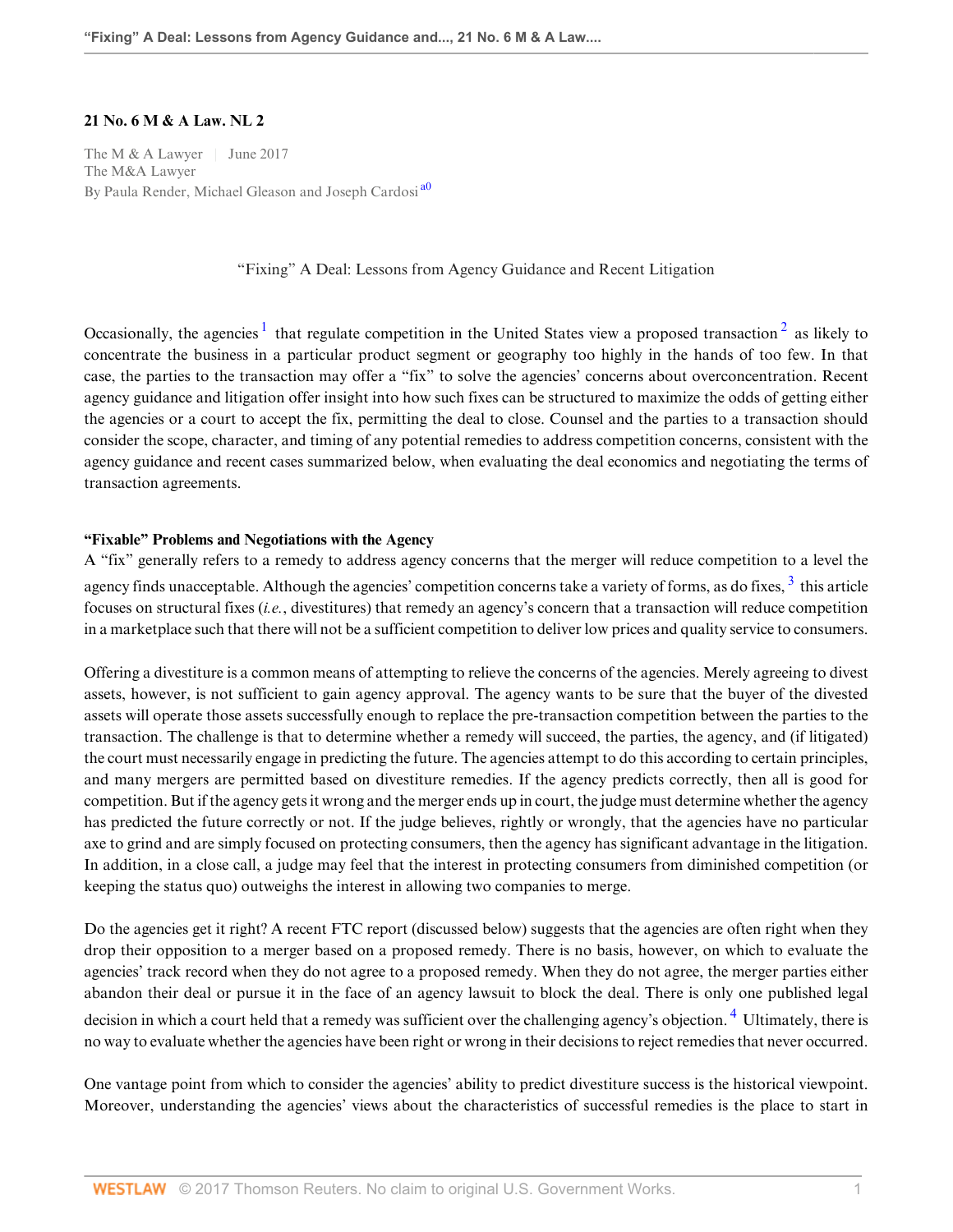**21 No. 6 M & A Law. NL 2**

The M & A Lawyer | June 2017
The M&A Lawyer
By Paula Render, Michael Gleason and Joseph Cardosi [a0]

"Fixing" A Deal: Lessons from Agency Guidance and Recent Litigation

Occasionally, the agencies [1] that regulate competition in the United States view a proposed transaction [2] as likely to concentrate the business in a particular product segment or geography too highly in the hands of too few. In that case, the parties to the transaction may offer a "fix" to solve the agencies' concerns about overconcentration. Recent agency guidance and litigation offer insight into how such fixes can be structured to maximize the odds of getting either the agencies or a court to accept the fix, permitting the deal to close. Counsel and the parties to a transaction should consider the scope, character, and timing of any potential remedies to address competition concerns, consistent with the agency guidance and recent cases summarized below, when evaluating the deal economics and negotiating the terms of transaction agreements.

**"Fixable" Problems and Negotiations with the Agency**

A "fix" generally refers to a remedy to address agency concerns that the merger will reduce competition to a level the agency finds unacceptable. Although the agencies' competition concerns take a variety of forms, as do fixes, [3] this article focuses on structural fixes (*i.e.*, divestitures) that remedy an agency's concern that a transaction will reduce competition in a marketplace such that there will not be a sufficient competition to deliver low prices and quality service to consumers.

Offering a divestiture is a common means of attempting to relieve the concerns of the agencies. Merely agreeing to divest assets, however, is not sufficient to gain agency approval. The agency wants to be sure that the buyer of the divested assets will operate those assets successfully enough to replace the pre-transaction competition between the parties to the transaction. The challenge is that to determine whether a remedy will succeed, the parties, the agency, and (if litigated) the court must necessarily engage in predicting the future. The agencies attempt to do this according to certain principles, and many mergers are permitted based on divestiture remedies. If the agency predicts correctly, then all is good for competition. But if the agency gets it wrong and the merger ends up in court, the judge must determine whether the agency has predicted the future correctly or not. If the judge believes, rightly or wrongly, that the agencies have no particular axe to grind and are simply focused on protecting consumers, then the agency has significant advantage in the litigation. In addition, in a close call, a judge may feel that the interest in protecting consumers from diminished competition (or keeping the status quo) outweighs the interest in allowing two companies to merge.

Do the agencies get it right? A recent FTC report (discussed below) suggests that the agencies are often right when they drop their opposition to a merger based on a proposed remedy. There is no basis, however, on which to evaluate the agencies' track record when they do not agree to a proposed remedy. When they do not agree, the merger parties either abandon their deal or pursue it in the face of an agency lawsuit to block the deal. There is only one published legal decision in which a court held that a remedy was sufficient over the challenging agency's objection. [4] Ultimately, there is no way to evaluate whether the agencies have been right or wrong in their decisions to reject remedies that never occurred.

One vantage point from which to consider the agencies' ability to predict divestiture success is the historical viewpoint. Moreover, understanding the agencies' views about the characteristics of successful remedies is the place to start in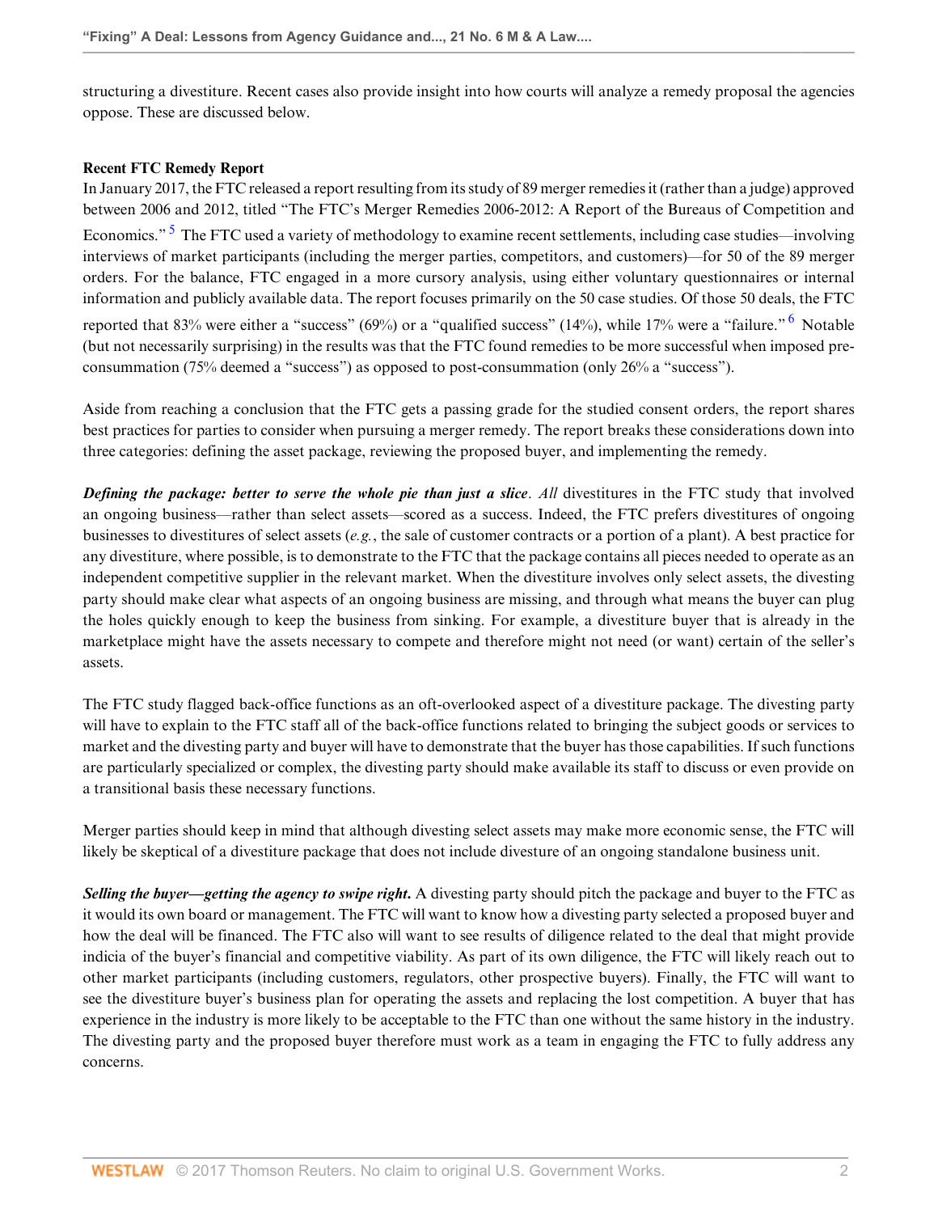structuring a divestiture. Recent cases also provide insight into how courts will analyze a remedy proposal the agencies oppose. These are discussed below.

**Recent FTC Remedy Report**

In January 2017, the FTC released a report resulting from its study of 89 merger remedies it (rather than a judge) approved between 2006 and 2012, titled "The FTC's Merger Remedies 2006-2012: A Report of the Bureaus of Competition and Economics."[5] The FTC used a variety of methodology to examine recent settlements, including case studies—involving interviews of market participants (including the merger parties, competitors, and customers)—for 50 of the 89 merger orders. For the balance, FTC engaged in a more cursory analysis, using either voluntary questionnaires or internal information and publicly available data. The report focuses primarily on the 50 case studies. Of those 50 deals, the FTC reported that 83% were either a "success" (69%) or a "qualified success" (14%), while 17% were a "failure."[6] Notable (but not necessarily surprising) in the results was that the FTC found remedies to be more successful when imposed pre-consummation (75% deemed a "success") as opposed to post-consummation (only 26% a "success").

Aside from reaching a conclusion that the FTC gets a passing grade for the studied consent orders, the report shares best practices for parties to consider when pursuing a merger remedy. The report breaks these considerations down into three categories: defining the asset package, reviewing the proposed buyer, and implementing the remedy.

***Defining the package: better to serve the whole pie than just a slice***. *All* divestitures in the FTC study that involved an ongoing business—rather than select assets—scored as a success. Indeed, the FTC prefers divestitures of ongoing businesses to divestitures of select assets (*e.g.*, the sale of customer contracts or a portion of a plant). A best practice for any divestiture, where possible, is to demonstrate to the FTC that the package contains all pieces needed to operate as an independent competitive supplier in the relevant market. When the divestiture involves only select assets, the divesting party should make clear what aspects of an ongoing business are missing, and through what means the buyer can plug the holes quickly enough to keep the business from sinking. For example, a divestiture buyer that is already in the marketplace might have the assets necessary to compete and therefore might not need (or want) certain of the seller's assets.

The FTC study flagged back-office functions as an oft-overlooked aspect of a divestiture package. The divesting party will have to explain to the FTC staff all of the back-office functions related to bringing the subject goods or services to market and the divesting party and buyer will have to demonstrate that the buyer has those capabilities. If such functions are particularly specialized or complex, the divesting party should make available its staff to discuss or even provide on a transitional basis these necessary functions.

Merger parties should keep in mind that although divesting select assets may make more economic sense, the FTC will likely be skeptical of a divestiture package that does not include divesture of an ongoing standalone business unit.

***Selling the buyer—getting the agency to swipe right.*** A divesting party should pitch the package and buyer to the FTC as it would its own board or management. The FTC will want to know how a divesting party selected a proposed buyer and how the deal will be financed. The FTC also will want to see results of diligence related to the deal that might provide indicia of the buyer's financial and competitive viability. As part of its own diligence, the FTC will likely reach out to other market participants (including customers, regulators, other prospective buyers). Finally, the FTC will want to see the divestiture buyer's business plan for operating the assets and replacing the lost competition. A buyer that has experience in the industry is more likely to be acceptable to the FTC than one without the same history in the industry. The divesting party and the proposed buyer therefore must work as a team in engaging the FTC to fully address any concerns.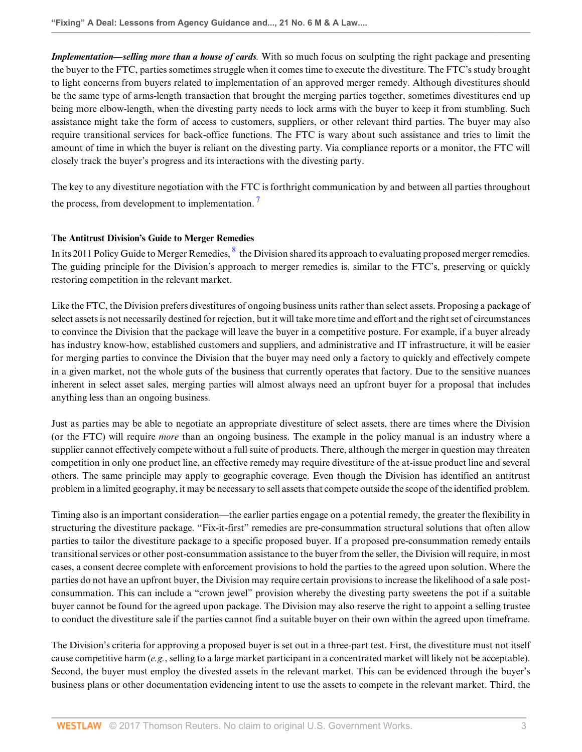***Implementation—selling more than a house of cards.*** With so much focus on sculpting the right package and presenting the buyer to the FTC, parties sometimes struggle when it comes time to execute the divestiture. The FTC's study brought to light concerns from buyers related to implementation of an approved merger remedy. Although divestitures should be the same type of arms-length transaction that brought the merging parties together, sometimes divestitures end up being more elbow-length, when the divesting party needs to lock arms with the buyer to keep it from stumbling. Such assistance might take the form of access to customers, suppliers, or other relevant third parties. The buyer may also require transitional services for back-office functions. The FTC is wary about such assistance and tries to limit the amount of time in which the buyer is reliant on the divesting party. Via compliance reports or a monitor, the FTC will closely track the buyer's progress and its interactions with the divesting party.

The key to any divestiture negotiation with the FTC is forthright communication by and between all parties throughout the process, from development to implementation.[7]

### The Antitrust Division's Guide to Merger Remedies

In its 2011 Policy Guide to Merger Remedies,[8] the Division shared its approach to evaluating proposed merger remedies. The guiding principle for the Division's approach to merger remedies is, similar to the FTC's, preserving or quickly restoring competition in the relevant market.

Like the FTC, the Division prefers divestitures of ongoing business units rather than select assets. Proposing a package of select assets is not necessarily destined for rejection, but it will take more time and effort and the right set of circumstances to convince the Division that the package will leave the buyer in a competitive posture. For example, if a buyer already has industry know-how, established customers and suppliers, and administrative and IT infrastructure, it will be easier for merging parties to convince the Division that the buyer may need only a factory to quickly and effectively compete in a given market, not the whole guts of the business that currently operates that factory. Due to the sensitive nuances inherent in select asset sales, merging parties will almost always need an upfront buyer for a proposal that includes anything less than an ongoing business.

Just as parties may be able to negotiate an appropriate divestiture of select assets, there are times where the Division (or the FTC) will require *more* than an ongoing business. The example in the policy manual is an industry where a supplier cannot effectively compete without a full suite of products. There, although the merger in question may threaten competition in only one product line, an effective remedy may require divestiture of the at-issue product line and several others. The same principle may apply to geographic coverage. Even though the Division has identified an antitrust problem in a limited geography, it may be necessary to sell assets that compete outside the scope of the identified problem.

Timing also is an important consideration—the earlier parties engage on a potential remedy, the greater the flexibility in structuring the divestiture package. "Fix-it-first" remedies are pre-consummation structural solutions that often allow parties to tailor the divestiture package to a specific proposed buyer. If a proposed pre-consummation remedy entails transitional services or other post-consummation assistance to the buyer from the seller, the Division will require, in most cases, a consent decree complete with enforcement provisions to hold the parties to the agreed upon solution. Where the parties do not have an upfront buyer, the Division may require certain provisions to increase the likelihood of a sale post-consummation. This can include a "crown jewel" provision whereby the divesting party sweetens the pot if a suitable buyer cannot be found for the agreed upon package. The Division may also reserve the right to appoint a selling trustee to conduct the divestiture sale if the parties cannot find a suitable buyer on their own within the agreed upon timeframe.

The Division's criteria for approving a proposed buyer is set out in a three-part test. First, the divestiture must not itself cause competitive harm (*e.g.*, selling to a large market participant in a concentrated market will likely not be acceptable). Second, the buyer must employ the divested assets in the relevant market. This can be evidenced through the buyer's business plans or other documentation evidencing intent to use the assets to compete in the relevant market. Third, the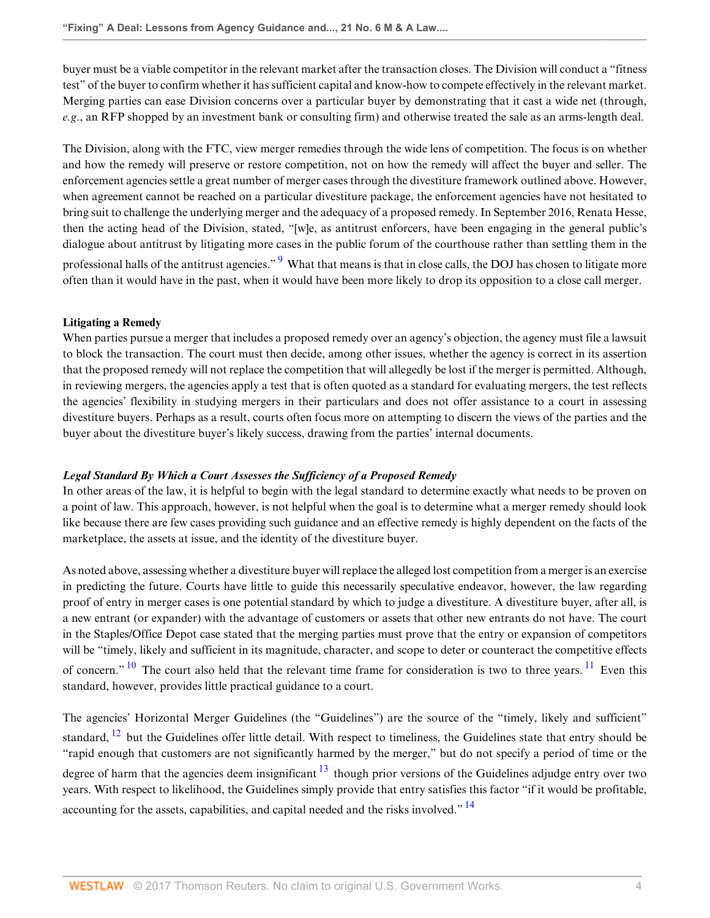buyer must be a viable competitor in the relevant market after the transaction closes. The Division will conduct a "fitness test" of the buyer to confirm whether it has sufficient capital and know-how to compete effectively in the relevant market. Merging parties can ease Division concerns over a particular buyer by demonstrating that it cast a wide net (through, *e.g.*, an RFP shopped by an investment bank or consulting firm) and otherwise treated the sale as an arms-length deal.

The Division, along with the FTC, view merger remedies through the wide lens of competition. The focus is on whether and how the remedy will preserve or restore competition, not on how the remedy will affect the buyer and seller. The enforcement agencies settle a great number of merger cases through the divestiture framework outlined above. However, when agreement cannot be reached on a particular divestiture package, the enforcement agencies have not hesitated to bring suit to challenge the underlying merger and the adequacy of a proposed remedy. In September 2016, Renata Hesse, then the acting head of the Division, stated, "[w]e, as antitrust enforcers, have been engaging in the general public's dialogue about antitrust by litigating more cases in the public forum of the courthouse rather than settling them in the professional halls of the antitrust agencies." [9] What that means is that in close calls, the DOJ has chosen to litigate more often than it would have in the past, when it would have been more likely to drop its opposition to a close call merger.

**Litigating a Remedy**

When parties pursue a merger that includes a proposed remedy over an agency's objection, the agency must file a lawsuit to block the transaction. The court must then decide, among other issues, whether the agency is correct in its assertion that the proposed remedy will not replace the competition that will allegedly be lost if the merger is permitted. Although, in reviewing mergers, the agencies apply a test that is often quoted as a standard for evaluating mergers, the test reflects the agencies' flexibility in studying mergers in their particulars and does not offer assistance to a court in assessing divestiture buyers. Perhaps as a result, courts often focus more on attempting to discern the views of the parties and the buyer about the divestiture buyer's likely success, drawing from the parties' internal documents.

***Legal Standard By Which a Court Assesses the Sufficiency of a Proposed Remedy***

In other areas of the law, it is helpful to begin with the legal standard to determine exactly what needs to be proven on a point of law. This approach, however, is not helpful when the goal is to determine what a merger remedy should look like because there are few cases providing such guidance and an effective remedy is highly dependent on the facts of the marketplace, the assets at issue, and the identity of the divestiture buyer.

As noted above, assessing whether a divestiture buyer will replace the alleged lost competition from a merger is an exercise in predicting the future. Courts have little to guide this necessarily speculative endeavor, however, the law regarding proof of entry in merger cases is one potential standard by which to judge a divestiture. A divestiture buyer, after all, is a new entrant (or expander) with the advantage of customers or assets that other new entrants do not have. The court in the Staples/Office Depot case stated that the merging parties must prove that the entry or expansion of competitors will be "timely, likely and sufficient in its magnitude, character, and scope to deter or counteract the competitive effects of concern." [10] The court also held that the relevant time frame for consideration is two to three years. [11] Even this standard, however, provides little practical guidance to a court.

The agencies' Horizontal Merger Guidelines (the "Guidelines") are the source of the "timely, likely and sufficient" standard, [12] but the Guidelines offer little detail. With respect to timeliness, the Guidelines state that entry should be "rapid enough that customers are not significantly harmed by the merger," but do not specify a period of time or the degree of harm that the agencies deem insignificant [13] though prior versions of the Guidelines adjudge entry over two years. With respect to likelihood, the Guidelines simply provide that entry satisfies this factor "if it would be profitable, accounting for the assets, capabilities, and capital needed and the risks involved." [14]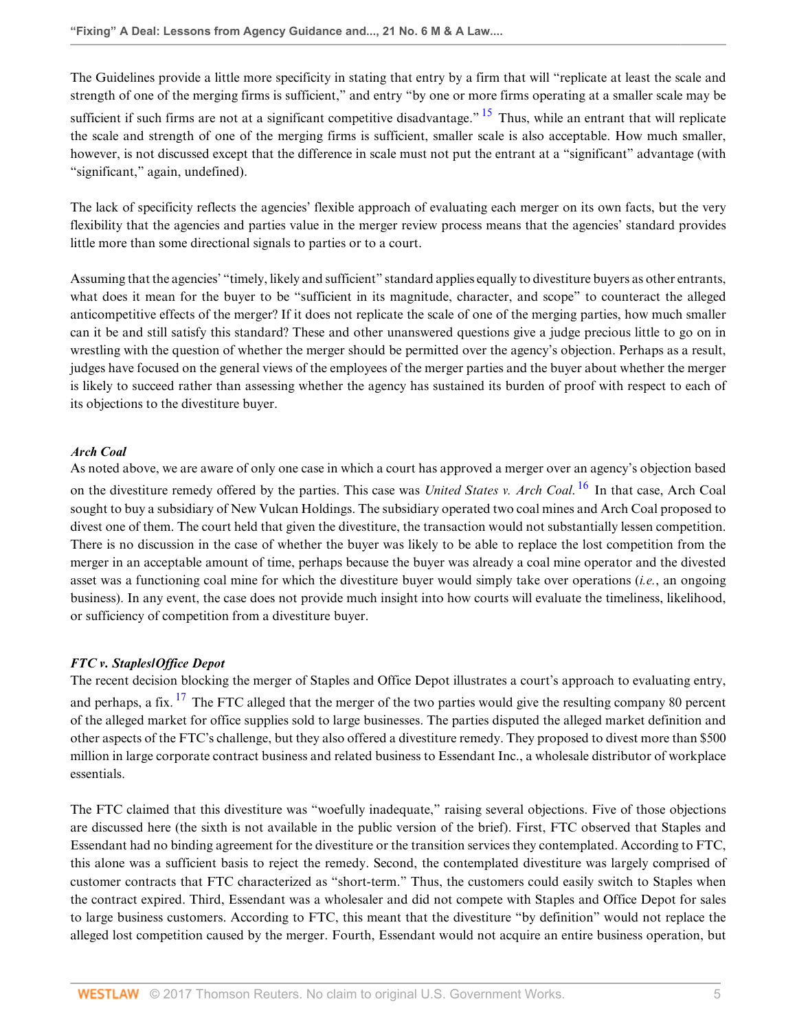The Guidelines provide a little more specificity in stating that entry by a firm that will "replicate at least the scale and strength of one of the merging firms is sufficient," and entry "by one or more firms operating at a smaller scale may be sufficient if such firms are not at a significant competitive disadvantage." [15] Thus, while an entrant that will replicate the scale and strength of one of the merging firms is sufficient, smaller scale is also acceptable. How much smaller, however, is not discussed except that the difference in scale must not put the entrant at a "significant" advantage (with "significant," again, undefined).

The lack of specificity reflects the agencies' flexible approach of evaluating each merger on its own facts, but the very flexibility that the agencies and parties value in the merger review process means that the agencies' standard provides little more than some directional signals to parties or to a court.

Assuming that the agencies' "timely, likely and sufficient" standard applies equally to divestiture buyers as other entrants, what does it mean for the buyer to be "sufficient in its magnitude, character, and scope" to counteract the alleged anticompetitive effects of the merger? If it does not replicate the scale of one of the merging parties, how much smaller can it be and still satisfy this standard? These and other unanswered questions give a judge precious little to go on in wrestling with the question of whether the merger should be permitted over the agency's objection. Perhaps as a result, judges have focused on the general views of the employees of the merger parties and the buyer about whether the merger is likely to succeed rather than assessing whether the agency has sustained its burden of proof with respect to each of its objections to the divestiture buyer.

***Arch Coal***

As noted above, we are aware of only one case in which a court has approved a merger over an agency's objection based on the divestiture remedy offered by the parties. This case was *United States v. Arch Coal.* [16] In that case, Arch Coal sought to buy a subsidiary of New Vulcan Holdings. The subsidiary operated two coal mines and Arch Coal proposed to divest one of them. The court held that given the divestiture, the transaction would not substantially lessen competition. There is no discussion in the case of whether the buyer was likely to be able to replace the lost competition from the merger in an acceptable amount of time, perhaps because the buyer was already a coal mine operator and the divested asset was a functioning coal mine for which the divestiture buyer would simply take over operations (*i.e.*, an ongoing business). In any event, the case does not provide much insight into how courts will evaluate the timeliness, likelihood, or sufficiency of competition from a divestiture buyer.

***FTC v. Staples/Office Depot***

The recent decision blocking the merger of Staples and Office Depot illustrates a court's approach to evaluating entry, and perhaps, a fix. [17] The FTC alleged that the merger of the two parties would give the resulting company 80 percent of the alleged market for office supplies sold to large businesses. The parties disputed the alleged market definition and other aspects of the FTC's challenge, but they also offered a divestiture remedy. They proposed to divest more than $500 million in large corporate contract business and related business to Essendant Inc., a wholesale distributor of workplace essentials.

The FTC claimed that this divestiture was "woefully inadequate," raising several objections. Five of those objections are discussed here (the sixth is not available in the public version of the brief). First, FTC observed that Staples and Essendant had no binding agreement for the divestiture or the transition services they contemplated. According to FTC, this alone was a sufficient basis to reject the remedy. Second, the contemplated divestiture was largely comprised of customer contracts that FTC characterized as "short-term." Thus, the customers could easily switch to Staples when the contract expired. Third, Essendant was a wholesaler and did not compete with Staples and Office Depot for sales to large business customers. According to FTC, this meant that the divestiture "by definition" would not replace the alleged lost competition caused by the merger. Fourth, Essendant would not acquire an entire business operation, but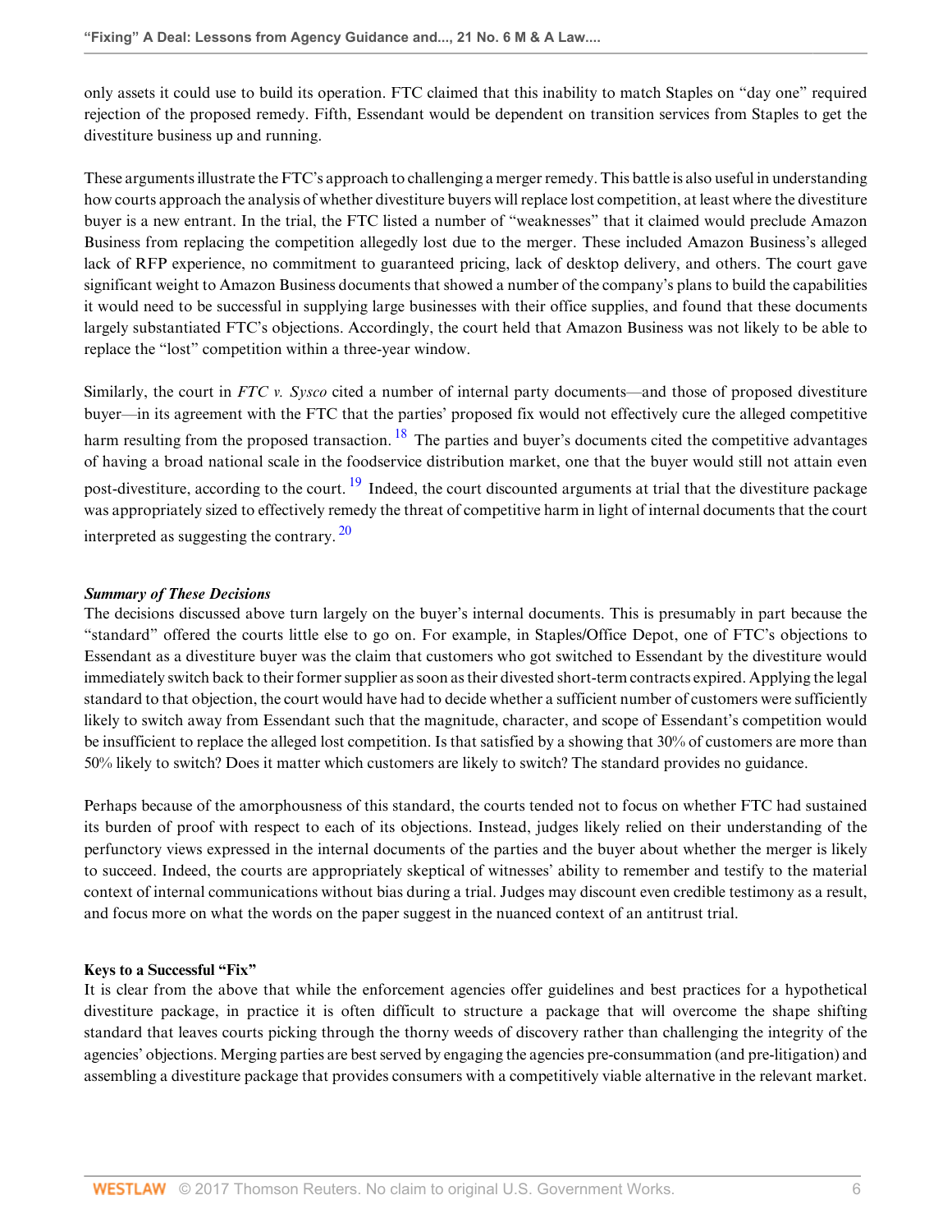only assets it could use to build its operation. FTC claimed that this inability to match Staples on "day one" required rejection of the proposed remedy. Fifth, Essendant would be dependent on transition services from Staples to get the divestiture business up and running.

These arguments illustrate the FTC's approach to challenging a merger remedy. This battle is also useful in understanding how courts approach the analysis of whether divestiture buyers will replace lost competition, at least where the divestiture buyer is a new entrant. In the trial, the FTC listed a number of "weaknesses" that it claimed would preclude Amazon Business from replacing the competition allegedly lost due to the merger. These included Amazon Business's alleged lack of RFP experience, no commitment to guaranteed pricing, lack of desktop delivery, and others. The court gave significant weight to Amazon Business documents that showed a number of the company's plans to build the capabilities it would need to be successful in supplying large businesses with their office supplies, and found that these documents largely substantiated FTC's objections. Accordingly, the court held that Amazon Business was not likely to be able to replace the "lost" competition within a three-year window.

Similarly, the court in *FTC v. Sysco* cited a number of internal party documents—and those of proposed divestiture buyer—in its agreement with the FTC that the parties' proposed fix would not effectively cure the alleged competitive harm resulting from the proposed transaction. [18] The parties and buyer's documents cited the competitive advantages of having a broad national scale in the foodservice distribution market, one that the buyer would still not attain even post-divestiture, according to the court. [19] Indeed, the court discounted arguments at trial that the divestiture package was appropriately sized to effectively remedy the threat of competitive harm in light of internal documents that the court interpreted as suggesting the contrary. [20]

***Summary of These Decisions***

The decisions discussed above turn largely on the buyer's internal documents. This is presumably in part because the "standard" offered the courts little else to go on. For example, in Staples/Office Depot, one of FTC's objections to Essendant as a divestiture buyer was the claim that customers who got switched to Essendant by the divestiture would immediately switch back to their former supplier as soon as their divested short-term contracts expired. Applying the legal standard to that objection, the court would have had to decide whether a sufficient number of customers were sufficiently likely to switch away from Essendant such that the magnitude, character, and scope of Essendant's competition would be insufficient to replace the alleged lost competition. Is that satisfied by a showing that 30% of customers are more than 50% likely to switch? Does it matter which customers are likely to switch? The standard provides no guidance.

Perhaps because of the amorphousness of this standard, the courts tended not to focus on whether FTC had sustained its burden of proof with respect to each of its objections. Instead, judges likely relied on their understanding of the perfunctory views expressed in the internal documents of the parties and the buyer about whether the merger is likely to succeed. Indeed, the courts are appropriately skeptical of witnesses' ability to remember and testify to the material context of internal communications without bias during a trial. Judges may discount even credible testimony as a result, and focus more on what the words on the paper suggest in the nuanced context of an antitrust trial.

**Keys to a Successful "Fix"**

It is clear from the above that while the enforcement agencies offer guidelines and best practices for a hypothetical divestiture package, in practice it is often difficult to structure a package that will overcome the shape shifting standard that leaves courts picking through the thorny weeds of discovery rather than challenging the integrity of the agencies' objections. Merging parties are best served by engaging the agencies pre-consummation (and pre-litigation) and assembling a divestiture package that provides consumers with a competitively viable alternative in the relevant market.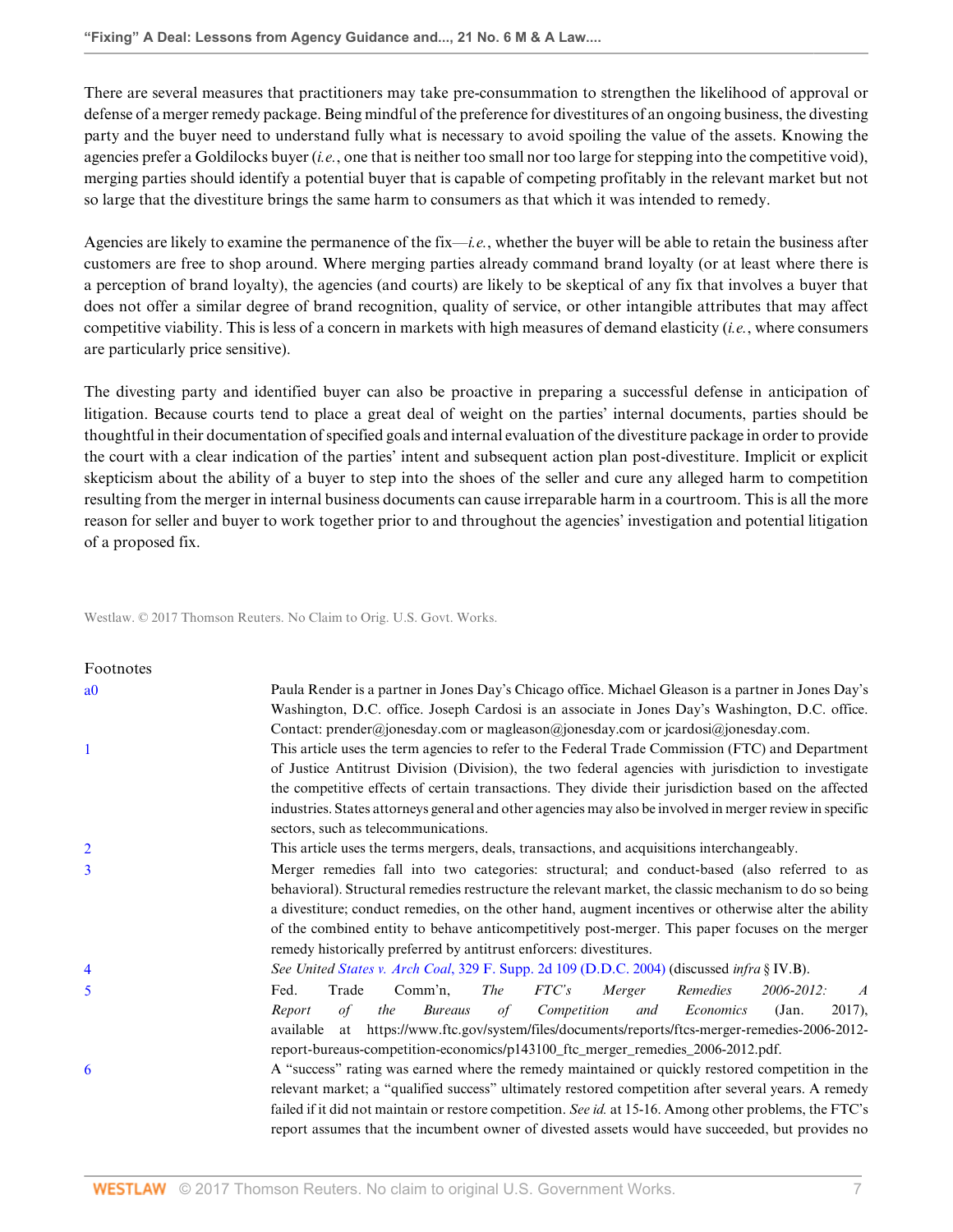There are several measures that practitioners may take pre-consummation to strengthen the likelihood of approval or defense of a merger remedy package. Being mindful of the preference for divestitures of an ongoing business, the divesting party and the buyer need to understand fully what is necessary to avoid spoiling the value of the assets. Knowing the agencies prefer a Goldilocks buyer (*i.e.*, one that is neither too small nor too large for stepping into the competitive void), merging parties should identify a potential buyer that is capable of competing profitably in the relevant market but not so large that the divestiture brings the same harm to consumers as that which it was intended to remedy.

Agencies are likely to examine the permanence of the fix—*i.e.*, whether the buyer will be able to retain the business after customers are free to shop around. Where merging parties already command brand loyalty (or at least where there is a perception of brand loyalty), the agencies (and courts) are likely to be skeptical of any fix that involves a buyer that does not offer a similar degree of brand recognition, quality of service, or other intangible attributes that may affect competitive viability. This is less of a concern in markets with high measures of demand elasticity (*i.e.*, where consumers are particularly price sensitive).

The divesting party and identified buyer can also be proactive in preparing a successful defense in anticipation of litigation. Because courts tend to place a great deal of weight on the parties' internal documents, parties should be thoughtful in their documentation of specified goals and internal evaluation of the divestiture package in order to provide the court with a clear indication of the parties' intent and subsequent action plan post-divestiture. Implicit or explicit skepticism about the ability of a buyer to step into the shoes of the seller and cure any alleged harm to competition resulting from the merger in internal business documents can cause irreparable harm in a courtroom. This is all the more reason for seller and buyer to work together prior to and throughout the agencies' investigation and potential litigation of a proposed fix.

Westlaw. © 2017 Thomson Reuters. No Claim to Orig. U.S. Govt. Works.

## Footnotes

a0 Paula Render is a partner in Jones Day's Chicago office. Michael Gleason is a partner in Jones Day's Washington, D.C. office. Joseph Cardosi is an associate in Jones Day's Washington, D.C. office. Contact: prender@jonesday.com or magleason@jonesday.com or jcardosi@jonesday.com.

1 This article uses the term agencies to refer to the Federal Trade Commission (FTC) and Department of Justice Antitrust Division (Division), the two federal agencies with jurisdiction to investigate the competitive effects of certain transactions. They divide their jurisdiction based on the affected industries. States attorneys general and other agencies may also be involved in merger review in specific sectors, such as telecommunications.

2 This article uses the terms mergers, deals, transactions, and acquisitions interchangeably.

3 Merger remedies fall into two categories: structural; and conduct-based (also referred to as behavioral). Structural remedies restructure the relevant market, the classic mechanism to do so being a divestiture; conduct remedies, on the other hand, augment incentives or otherwise alter the ability of the combined entity to behave anticompetitively post-merger. This paper focuses on the merger remedy historically preferred by antitrust enforcers: divestitures.

4 *See United States v. Arch Coal*, 329 F. Supp. 2d 109 (D.D.C. 2004) (discussed *infra* § IV.B).

5 Fed. Trade Comm'n, *The FTC's Merger Remedies 2006-2012: A Report of the Bureaus of Competition and Economics* (Jan. 2017), available at https://www.ftc.gov/system/files/documents/reports/ftcs-merger-remedies-2006-2012-report-bureaus-competition-economics/p143100_ftc_merger_remedies_2006-2012.pdf.

6 A "success" rating was earned where the remedy maintained or quickly restored competition in the relevant market; a "qualified success" ultimately restored competition after several years. A remedy failed if it did not maintain or restore competition. *See id.* at 15-16. Among other problems, the FTC's report assumes that the incumbent owner of divested assets would have succeeded, but provides no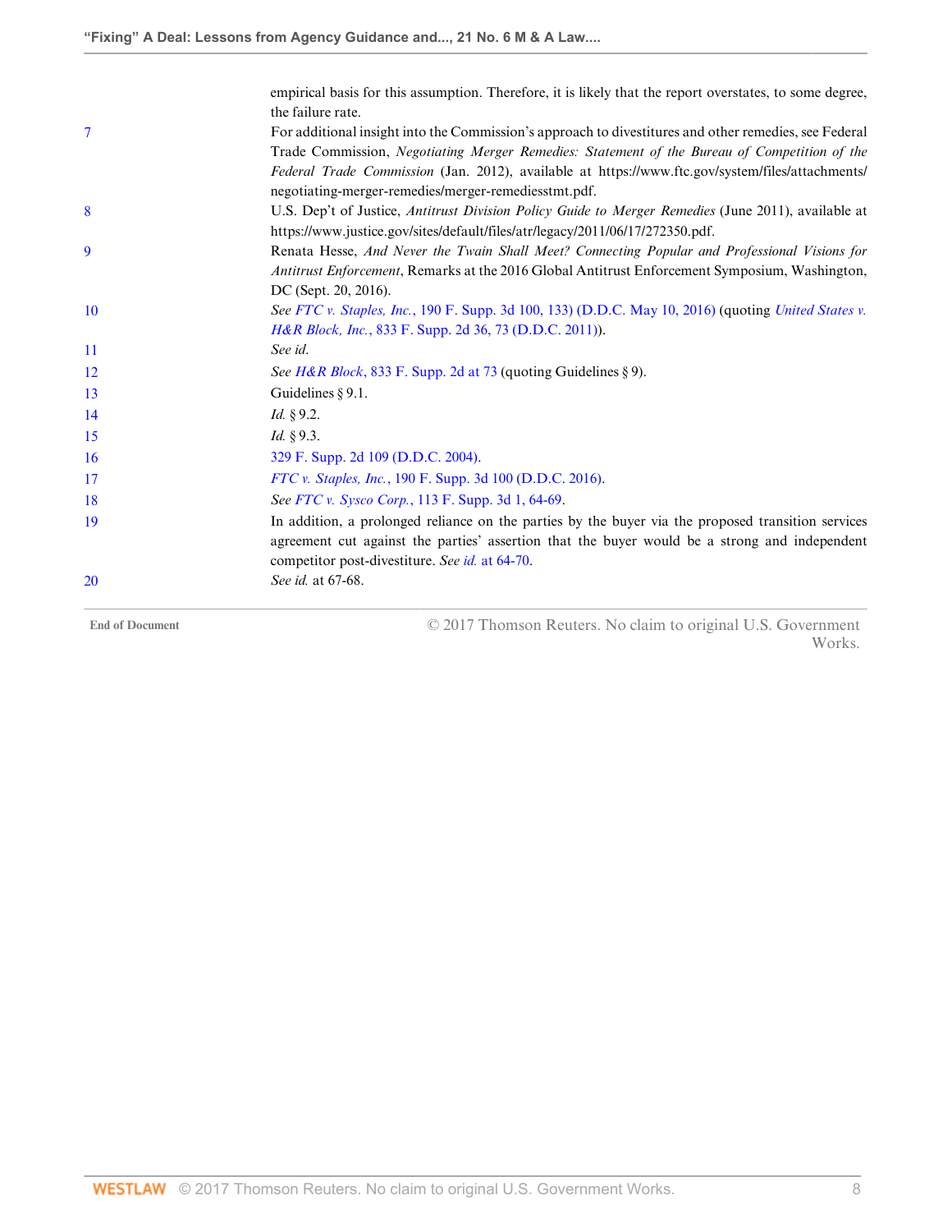empirical basis for this assumption. Therefore, it is likely that the report overstates, to some degree, the failure rate.

7 For additional insight into the Commission's approach to divestitures and other remedies, see Federal Trade Commission, *Negotiating Merger Remedies: Statement of the Bureau of Competition of the Federal Trade Commission* (Jan. 2012), available at https://www.ftc.gov/system/files/attachments/negotiating-merger-remedies/merger-remediesstmt.pdf.

8 U.S. Dep't of Justice, *Antitrust Division Policy Guide to Merger Remedies* (June 2011), available at https://www.justice.gov/sites/default/files/atr/legacy/2011/06/17/272350.pdf.

9 Renata Hesse, *And Never the Twain Shall Meet? Connecting Popular and Professional Visions for Antitrust Enforcement*, Remarks at the 2016 Global Antitrust Enforcement Symposium, Washington, DC (Sept. 20, 2016).

10 *See FTC v. Staples, Inc.*, 190 F. Supp. 3d 100, 133) (D.D.C. May 10, 2016) (quoting *United States v. H&R Block, Inc.*, 833 F. Supp. 2d 36, 73 (D.D.C. 2011)).

11 *See id.*

12 *See H&R Block*, 833 F. Supp. 2d at 73 (quoting Guidelines § 9).

13 Guidelines § 9.1.

14 *Id.* § 9.2.

15 *Id.* § 9.3.

16 329 F. Supp. 2d 109 (D.D.C. 2004).

17 *FTC v. Staples, Inc.*, 190 F. Supp. 3d 100 (D.D.C. 2016).

18 *See FTC v. Sysco Corp.*, 113 F. Supp. 3d 1, 64-69.

19 In addition, a prolonged reliance on the parties by the buyer via the proposed transition services agreement cut against the parties' assertion that the buyer would be a strong and independent competitor post-divestiture. *See id.* at 64-70.

20 *See id.* at 67-68.

End of Document © 2017 Thomson Reuters. No claim to original U.S. Government Works.